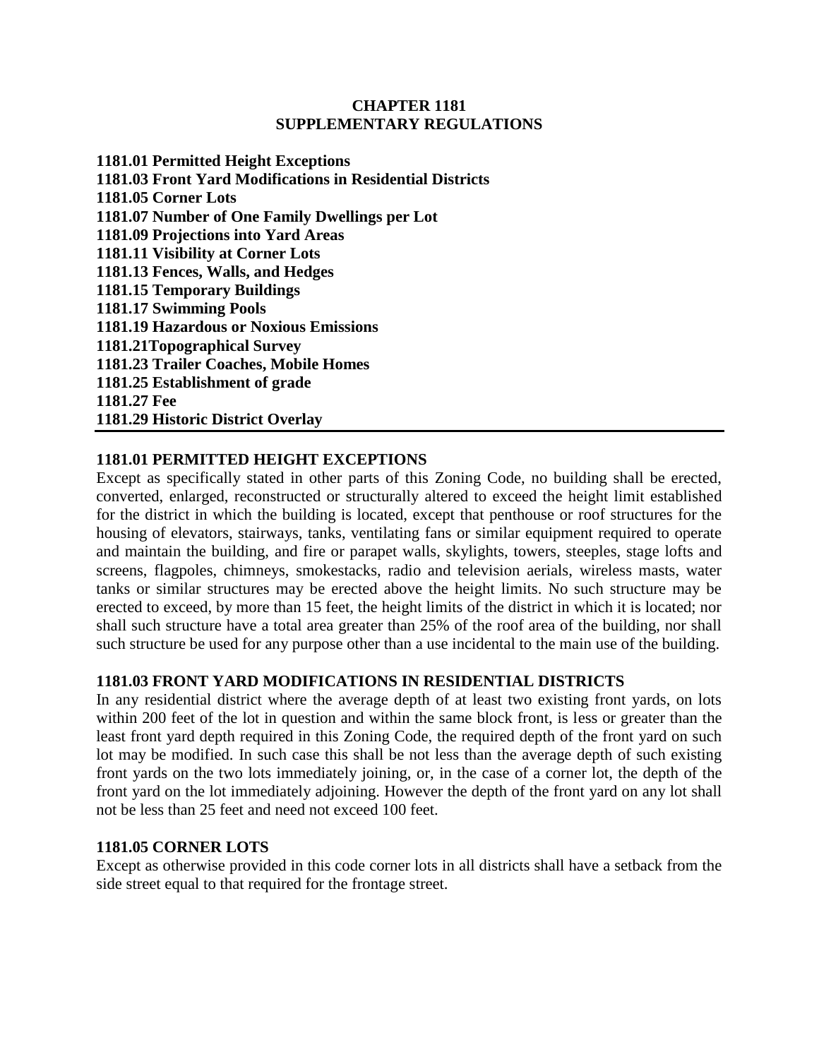# CHAPTER 1181
# SUPPLEMENTARY REGULATIONS

**1181.01 Permitted Height Exceptions**
**1181.03 Front Yard Modifications in Residential Districts**
**1181.05 Corner Lots**
**1181.07 Number of One Family Dwellings per Lot**
**1181.09 Projections into Yard Areas**
**1181.11 Visibility at Corner Lots**
**1181.13 Fences, Walls, and Hedges**
**1181.15 Temporary Buildings**
**1181.17 Swimming Pools**
**1181.19 Hazardous or Noxious Emissions**
**1181.21Topographical Survey**
**1181.23 Trailer Coaches, Mobile Homes**
**1181.25 Establishment of grade**
**1181.27 Fee**
**1181.29 Historic District Overlay**

---

## 1181.01 PERMITTED HEIGHT EXCEPTIONS

Except as specifically stated in other parts of this Zoning Code, no building shall be erected, converted, enlarged, reconstructed or structurally altered to exceed the height limit established for the district in which the building is located, except that penthouse or roof structures for the housing of elevators, stairways, tanks, ventilating fans or similar equipment required to operate and maintain the building, and fire or parapet walls, skylights, towers, steeples, stage lofts and screens, flagpoles, chimneys, smokestacks, radio and television aerials, wireless masts, water tanks or similar structures may be erected above the height limits. No such structure may be erected to exceed, by more than 15 feet, the height limits of the district in which it is located; nor shall such structure have a total area greater than 25% of the roof area of the building, nor shall such structure be used for any purpose other than a use incidental to the main use of the building.

## 1181.03 FRONT YARD MODIFICATIONS IN RESIDENTIAL DISTRICTS

In any residential district where the average depth of at least two existing front yards, on lots within 200 feet of the lot in question and within the same block front, is less or greater than the least front yard depth required in this Zoning Code, the required depth of the front yard on such lot may be modified. In such case this shall be not less than the average depth of such existing front yards on the two lots immediately joining, or, in the case of a corner lot, the depth of the front yard on the lot immediately adjoining. However the depth of the front yard on any lot shall not be less than 25 feet and need not exceed 100 feet.

## 1181.05 CORNER LOTS

Except as otherwise provided in this code corner lots in all districts shall have a setback from the side street equal to that required for the frontage street.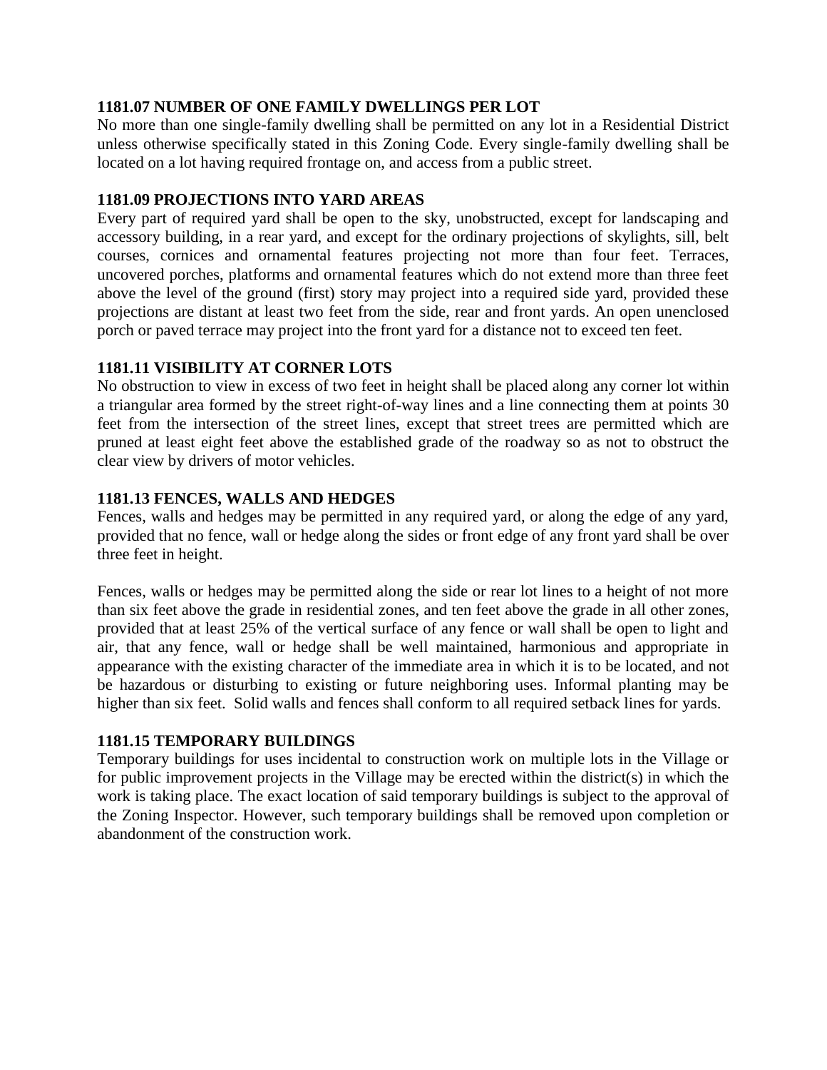### 1181.07 NUMBER OF ONE FAMILY DWELLINGS PER LOT

No more than one single-family dwelling shall be permitted on any lot in a Residential District unless otherwise specifically stated in this Zoning Code. Every single-family dwelling shall be located on a lot having required frontage on, and access from a public street.

### 1181.09 PROJECTIONS INTO YARD AREAS

Every part of required yard shall be open to the sky, unobstructed, except for landscaping and accessory building, in a rear yard, and except for the ordinary projections of skylights, sill, belt courses, cornices and ornamental features projecting not more than four feet. Terraces, uncovered porches, platforms and ornamental features which do not extend more than three feet above the level of the ground (first) story may project into a required side yard, provided these projections are distant at least two feet from the side, rear and front yards. An open unenclosed porch or paved terrace may project into the front yard for a distance not to exceed ten feet.

### 1181.11 VISIBILITY AT CORNER LOTS

No obstruction to view in excess of two feet in height shall be placed along any corner lot within a triangular area formed by the street right-of-way lines and a line connecting them at points 30 feet from the intersection of the street lines, except that street trees are permitted which are pruned at least eight feet above the established grade of the roadway so as not to obstruct the clear view by drivers of motor vehicles.

### 1181.13 FENCES, WALLS AND HEDGES

Fences, walls and hedges may be permitted in any required yard, or along the edge of any yard, provided that no fence, wall or hedge along the sides or front edge of any front yard shall be over three feet in height.

Fences, walls or hedges may be permitted along the side or rear lot lines to a height of not more than six feet above the grade in residential zones, and ten feet above the grade in all other zones, provided that at least 25% of the vertical surface of any fence or wall shall be open to light and air, that any fence, wall or hedge shall be well maintained, harmonious and appropriate in appearance with the existing character of the immediate area in which it is to be located, and not be hazardous or disturbing to existing or future neighboring uses. Informal planting may be higher than six feet. Solid walls and fences shall conform to all required setback lines for yards.

### 1181.15 TEMPORARY BUILDINGS

Temporary buildings for uses incidental to construction work on multiple lots in the Village or for public improvement projects in the Village may be erected within the district(s) in which the work is taking place. The exact location of said temporary buildings is subject to the approval of the Zoning Inspector. However, such temporary buildings shall be removed upon completion or abandonment of the construction work.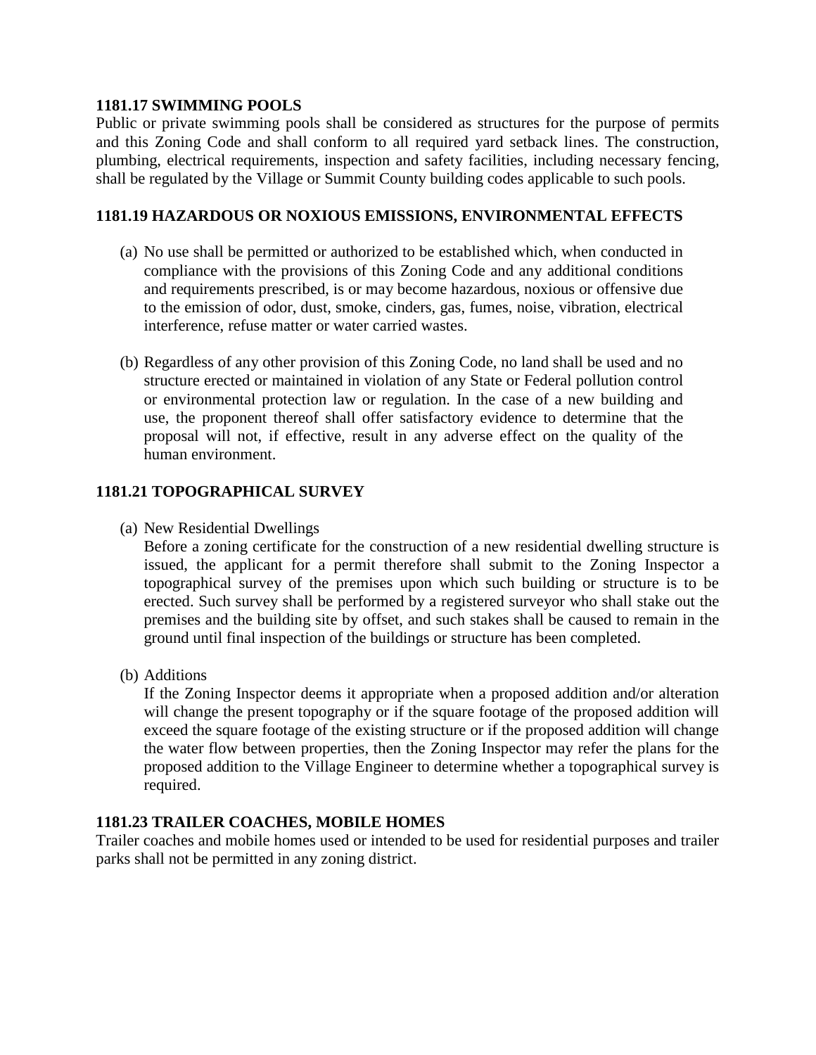**1181.17 SWIMMING POOLS**

Public or private swimming pools shall be considered as structures for the purpose of permits and this Zoning Code and shall conform to all required yard setback lines. The construction, plumbing, electrical requirements, inspection and safety facilities, including necessary fencing, shall be regulated by the Village or Summit County building codes applicable to such pools.

**1181.19 HAZARDOUS OR NOXIOUS EMISSIONS, ENVIRONMENTAL EFFECTS**

(a) No use shall be permitted or authorized to be established which, when conducted in compliance with the provisions of this Zoning Code and any additional conditions and requirements prescribed, is or may become hazardous, noxious or offensive due to the emission of odor, dust, smoke, cinders, gas, fumes, noise, vibration, electrical interference, refuse matter or water carried wastes.

(b) Regardless of any other provision of this Zoning Code, no land shall be used and no structure erected or maintained in violation of any State or Federal pollution control or environmental protection law or regulation. In the case of a new building and use, the proponent thereof shall offer satisfactory evidence to determine that the proposal will not, if effective, result in any adverse effect on the quality of the human environment.

**1181.21 TOPOGRAPHICAL SURVEY**

(a) New Residential Dwellings

Before a zoning certificate for the construction of a new residential dwelling structure is issued, the applicant for a permit therefore shall submit to the Zoning Inspector a topographical survey of the premises upon which such building or structure is to be erected. Such survey shall be performed by a registered surveyor who shall stake out the premises and the building site by offset, and such stakes shall be caused to remain in the ground until final inspection of the buildings or structure has been completed.

(b) Additions

If the Zoning Inspector deems it appropriate when a proposed addition and/or alteration will change the present topography or if the square footage of the proposed addition will exceed the square footage of the existing structure or if the proposed addition will change the water flow between properties, then the Zoning Inspector may refer the plans for the proposed addition to the Village Engineer to determine whether a topographical survey is required.

**1181.23 TRAILER COACHES, MOBILE HOMES**

Trailer coaches and mobile homes used or intended to be used for residential purposes and trailer parks shall not be permitted in any zoning district.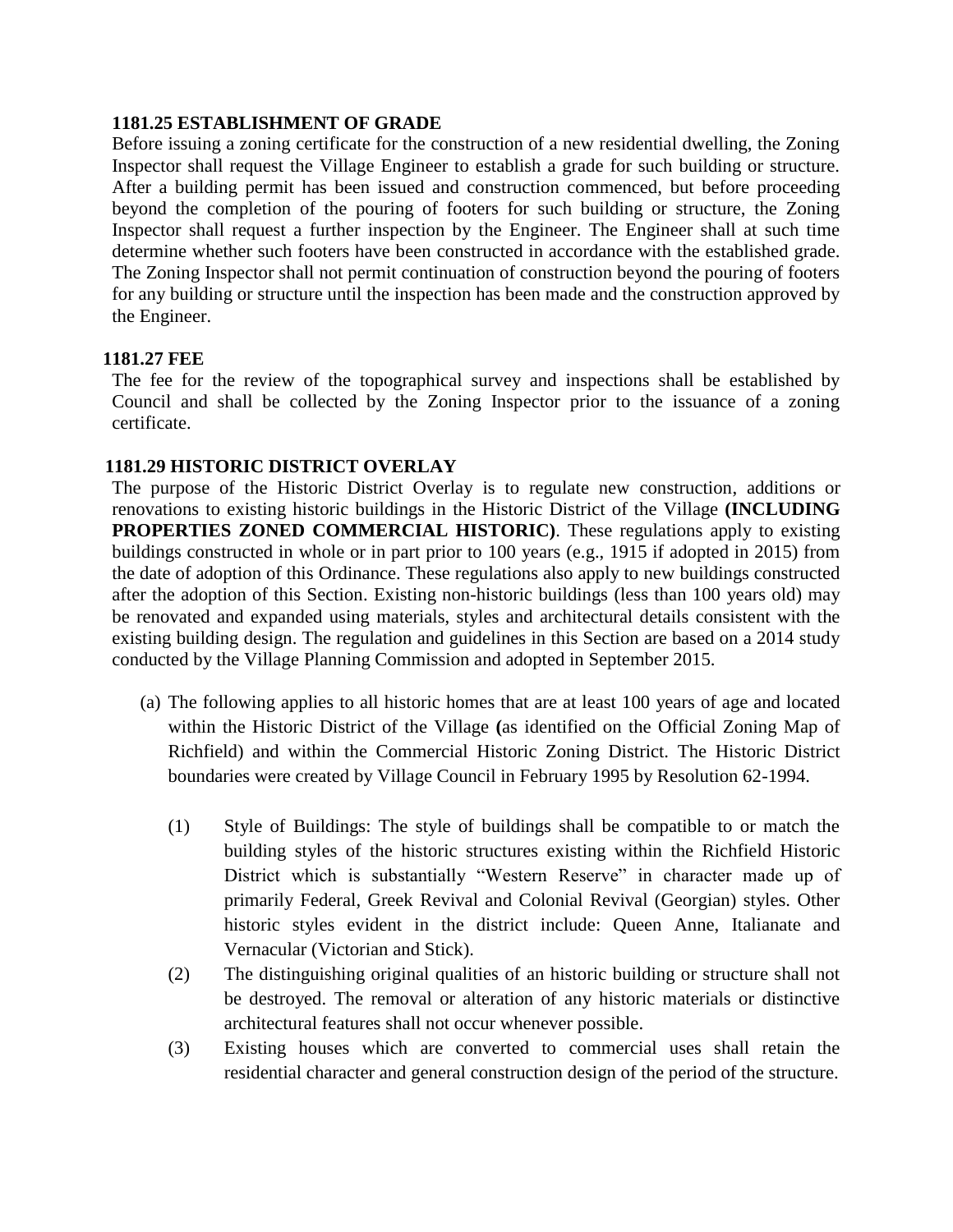### 1181.25 ESTABLISHMENT OF GRADE

Before issuing a zoning certificate for the construction of a new residential dwelling, the Zoning Inspector shall request the Village Engineer to establish a grade for such building or structure. After a building permit has been issued and construction commenced, but before proceeding beyond the completion of the pouring of footers for such building or structure, the Zoning Inspector shall request a further inspection by the Engineer. The Engineer shall at such time determine whether such footers have been constructed in accordance with the established grade. The Zoning Inspector shall not permit continuation of construction beyond the pouring of footers for any building or structure until the inspection has been made and the construction approved by the Engineer.

### 1181.27 FEE

The fee for the review of the topographical survey and inspections shall be established by Council and shall be collected by the Zoning Inspector prior to the issuance of a zoning certificate.

### 1181.29 HISTORIC DISTRICT OVERLAY

The purpose of the Historic District Overlay is to regulate new construction, additions or renovations to existing historic buildings in the Historic District of the Village **(INCLUDING PROPERTIES ZONED COMMERCIAL HISTORIC)**. These regulations apply to existing buildings constructed in whole or in part prior to 100 years (e.g., 1915 if adopted in 2015) from the date of adoption of this Ordinance. These regulations also apply to new buildings constructed after the adoption of this Section. Existing non-historic buildings (less than 100 years old) may be renovated and expanded using materials, styles and architectural details consistent with the existing building design. The regulation and guidelines in this Section are based on a 2014 study conducted by the Village Planning Commission and adopted in September 2015.

(a) The following applies to all historic homes that are at least 100 years of age and located within the Historic District of the Village **(**as identified on the Official Zoning Map of Richfield) and within the Commercial Historic Zoning District. The Historic District boundaries were created by Village Council in February 1995 by Resolution 62-1994.

   (1) Style of Buildings: The style of buildings shall be compatible to or match the building styles of the historic structures existing within the Richfield Historic District which is substantially “Western Reserve” in character made up of primarily Federal, Greek Revival and Colonial Revival (Georgian) styles. Other historic styles evident in the district include: Queen Anne, Italianate and Vernacular (Victorian and Stick).

   (2) The distinguishing original qualities of an historic building or structure shall not be destroyed. The removal or alteration of any historic materials or distinctive architectural features shall not occur whenever possible.

   (3) Existing houses which are converted to commercial uses shall retain the residential character and general construction design of the period of the structure.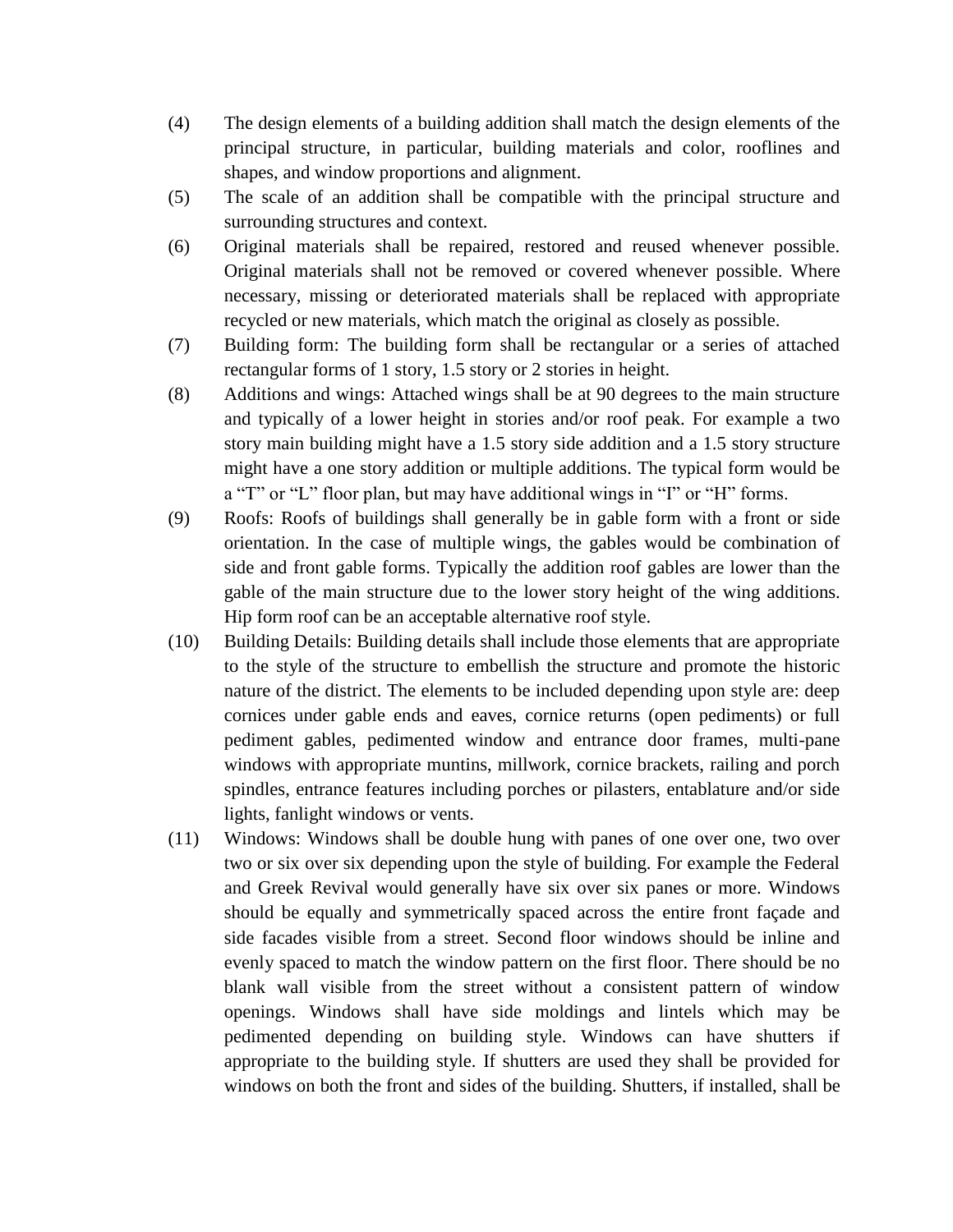(4) The design elements of a building addition shall match the design elements of the principal structure, in particular, building materials and color, rooflines and shapes, and window proportions and alignment.

(5) The scale of an addition shall be compatible with the principal structure and surrounding structures and context.

(6) Original materials shall be repaired, restored and reused whenever possible. Original materials shall not be removed or covered whenever possible. Where necessary, missing or deteriorated materials shall be replaced with appropriate recycled or new materials, which match the original as closely as possible.

(7) Building form: The building form shall be rectangular or a series of attached rectangular forms of 1 story, 1.5 story or 2 stories in height.

(8) Additions and wings: Attached wings shall be at 90 degrees to the main structure and typically of a lower height in stories and/or roof peak. For example a two story main building might have a 1.5 story side addition and a 1.5 story structure might have a one story addition or multiple additions. The typical form would be a "T" or "L" floor plan, but may have additional wings in "I" or "H" forms.

(9) Roofs: Roofs of buildings shall generally be in gable form with a front or side orientation. In the case of multiple wings, the gables would be combination of side and front gable forms. Typically the addition roof gables are lower than the gable of the main structure due to the lower story height of the wing additions. Hip form roof can be an acceptable alternative roof style.

(10) Building Details: Building details shall include those elements that are appropriate to the style of the structure to embellish the structure and promote the historic nature of the district. The elements to be included depending upon style are: deep cornices under gable ends and eaves, cornice returns (open pediments) or full pediment gables, pedimented window and entrance door frames, multi-pane windows with appropriate muntins, millwork, cornice brackets, railing and porch spindles, entrance features including porches or pilasters, entablature and/or side lights, fanlight windows or vents.

(11) Windows: Windows shall be double hung with panes of one over one, two over two or six over six depending upon the style of building. For example the Federal and Greek Revival would generally have six over six panes or more. Windows should be equally and symmetrically spaced across the entire front façade and side facades visible from a street. Second floor windows should be inline and evenly spaced to match the window pattern on the first floor. There should be no blank wall visible from the street without a consistent pattern of window openings. Windows shall have side moldings and lintels which may be pedimented depending on building style. Windows can have shutters if appropriate to the building style. If shutters are used they shall be provided for windows on both the front and sides of the building. Shutters, if installed, shall be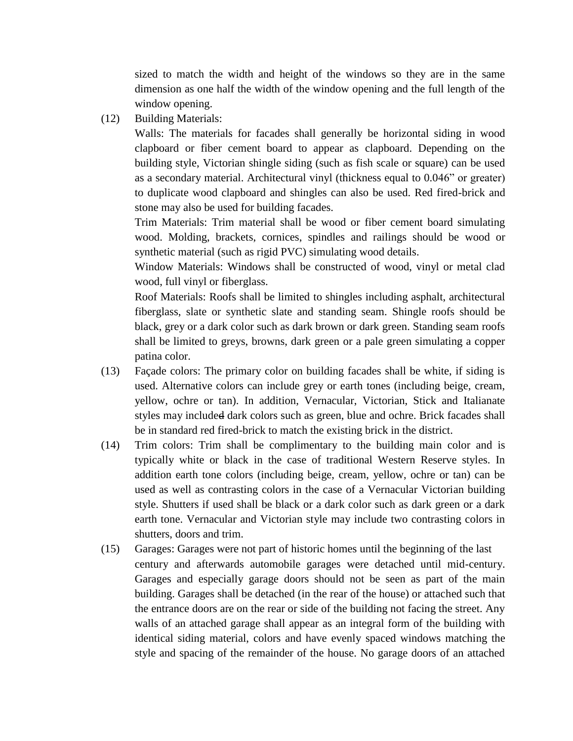sized to match the width and height of the windows so they are in the same dimension as one half the width of the window opening and the full length of the window opening.

(12) Building Materials:

Walls: The materials for facades shall generally be horizontal siding in wood clapboard or fiber cement board to appear as clapboard. Depending on the building style, Victorian shingle siding (such as fish scale or square) can be used as a secondary material. Architectural vinyl (thickness equal to 0.046" or greater) to duplicate wood clapboard and shingles can also be used. Red fired-brick and stone may also be used for building facades.

Trim Materials: Trim material shall be wood or fiber cement board simulating wood. Molding, brackets, cornices, spindles and railings should be wood or synthetic material (such as rigid PVC) simulating wood details.

Window Materials: Windows shall be constructed of wood, vinyl or metal clad wood, full vinyl or fiberglass.

Roof Materials: Roofs shall be limited to shingles including asphalt, architectural fiberglass, slate or synthetic slate and standing seam. Shingle roofs should be black, grey or a dark color such as dark brown or dark green. Standing seam roofs shall be limited to greys, browns, dark green or a pale green simulating a copper patina color.

(13) Façade colors: The primary color on building facades shall be white, if siding is used. Alternative colors can include grey or earth tones (including beige, cream, yellow, ochre or tan). In addition, Vernacular, Victorian, Stick and Italianate styles may include ~~d~~ dark colors such as green, blue and ochre. Brick facades shall be in standard red fired-brick to match the existing brick in the district.

(14) Trim colors: Trim shall be complimentary to the building main color and is typically white or black in the case of traditional Western Reserve styles. In addition earth tone colors (including beige, cream, yellow, ochre or tan) can be used as well as contrasting colors in the case of a Vernacular Victorian building style. Shutters if used shall be black or a dark color such as dark green or a dark earth tone. Vernacular and Victorian style may include two contrasting colors in shutters, doors and trim.

(15) Garages: Garages were not part of historic homes until the beginning of the last century and afterwards automobile garages were detached until mid-century. Garages and especially garage doors should not be seen as part of the main building. Garages shall be detached (in the rear of the house) or attached such that the entrance doors are on the rear or side of the building not facing the street. Any walls of an attached garage shall appear as an integral form of the building with identical siding material, colors and have evenly spaced windows matching the style and spacing of the remainder of the house. No garage doors of an attached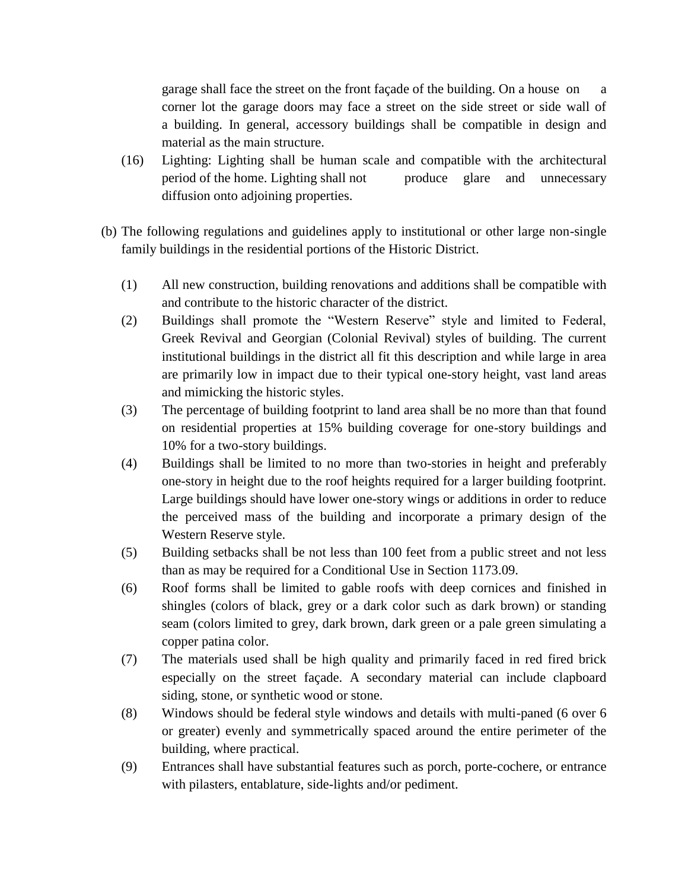garage shall face the street on the front façade of the building. On a house on a corner lot the garage doors may face a street on the side street or side wall of a building. In general, accessory buildings shall be compatible in design and material as the main structure.

(16) Lighting: Lighting shall be human scale and compatible with the architectural period of the home. Lighting shall not produce glare and unnecessary diffusion onto adjoining properties.

(b) The following regulations and guidelines apply to institutional or other large non-single family buildings in the residential portions of the Historic District.

(1) All new construction, building renovations and additions shall be compatible with and contribute to the historic character of the district.

(2) Buildings shall promote the "Western Reserve" style and limited to Federal, Greek Revival and Georgian (Colonial Revival) styles of building. The current institutional buildings in the district all fit this description and while large in area are primarily low in impact due to their typical one-story height, vast land areas and mimicking the historic styles.

(3) The percentage of building footprint to land area shall be no more than that found on residential properties at 15% building coverage for one-story buildings and 10% for a two-story buildings.

(4) Buildings shall be limited to no more than two-stories in height and preferably one-story in height due to the roof heights required for a larger building footprint. Large buildings should have lower one-story wings or additions in order to reduce the perceived mass of the building and incorporate a primary design of the Western Reserve style.

(5) Building setbacks shall be not less than 100 feet from a public street and not less than as may be required for a Conditional Use in Section 1173.09.

(6) Roof forms shall be limited to gable roofs with deep cornices and finished in shingles (colors of black, grey or a dark color such as dark brown) or standing seam (colors limited to grey, dark brown, dark green or a pale green simulating a copper patina color.

(7) The materials used shall be high quality and primarily faced in red fired brick especially on the street façade. A secondary material can include clapboard siding, stone, or synthetic wood or stone.

(8) Windows should be federal style windows and details with multi-paned (6 over 6 or greater) evenly and symmetrically spaced around the entire perimeter of the building, where practical.

(9) Entrances shall have substantial features such as porch, porte-cochere, or entrance with pilasters, entablature, side-lights and/or pediment.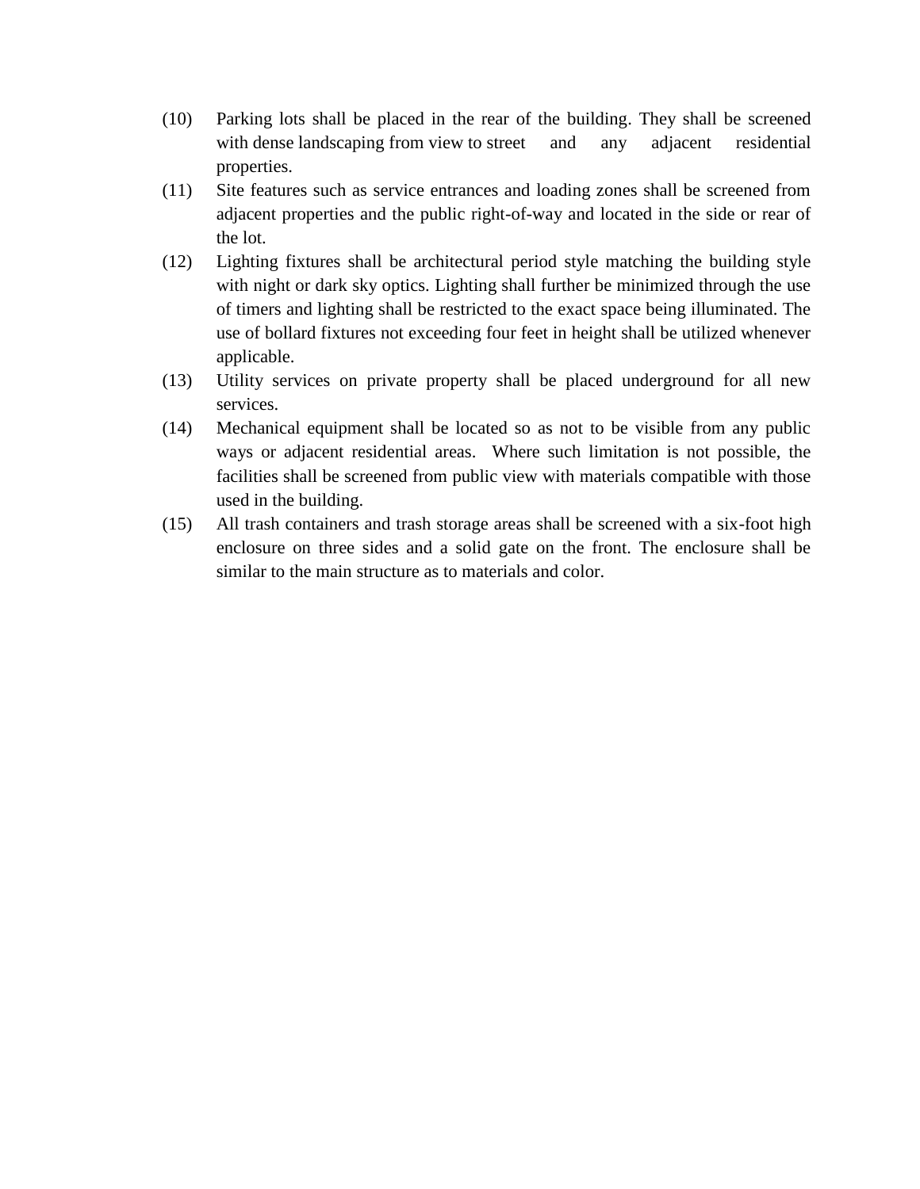(10) Parking lots shall be placed in the rear of the building. They shall be screened with dense landscaping from view to street and any adjacent residential properties.

(11) Site features such as service entrances and loading zones shall be screened from adjacent properties and the public right-of-way and located in the side or rear of the lot.

(12) Lighting fixtures shall be architectural period style matching the building style with night or dark sky optics. Lighting shall further be minimized through the use of timers and lighting shall be restricted to the exact space being illuminated. The use of bollard fixtures not exceeding four feet in height shall be utilized whenever applicable.

(13) Utility services on private property shall be placed underground for all new services.

(14) Mechanical equipment shall be located so as not to be visible from any public ways or adjacent residential areas. Where such limitation is not possible, the facilities shall be screened from public view with materials compatible with those used in the building.

(15) All trash containers and trash storage areas shall be screened with a six-foot high enclosure on three sides and a solid gate on the front. The enclosure shall be similar to the main structure as to materials and color.